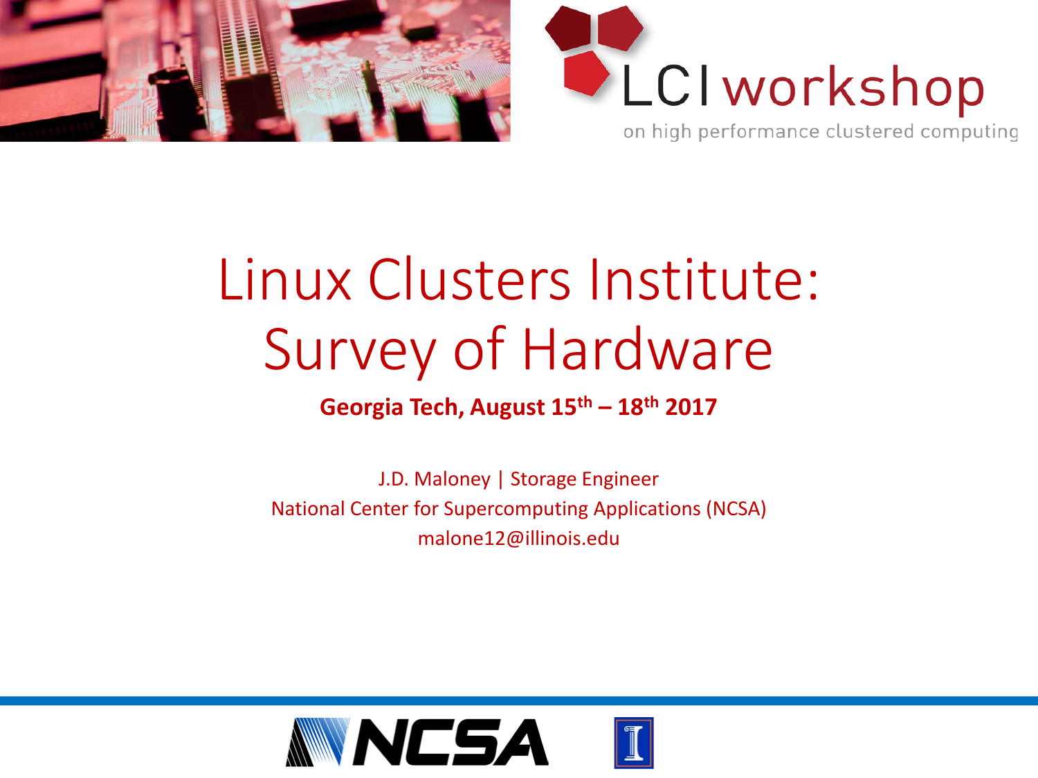LCI workshop

on high performance clustered computing

# Linux Clusters Institute: Survey of Hardware

**Georgia Tech, August 15th – 18th 2017**

J.D. Maloney | Storage Engineer

National Center for Supercomputing Applications (NCSA)

malone12@illinois.edu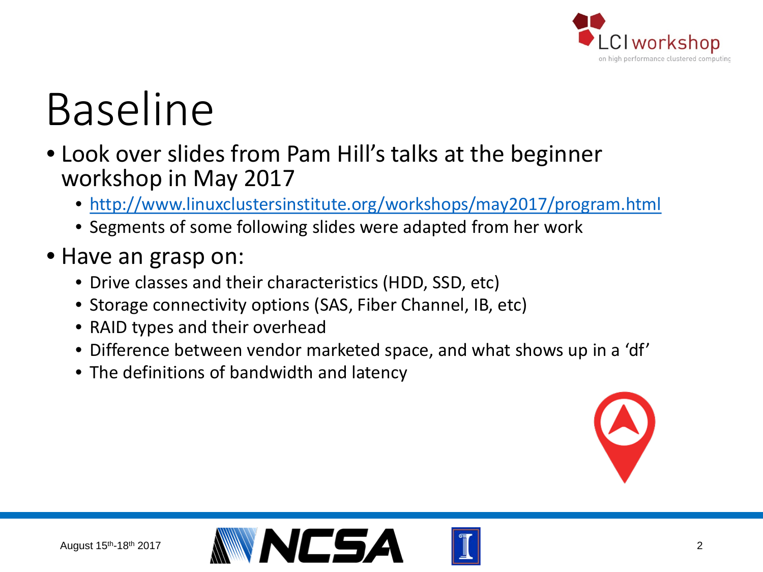# Baseline

- Look over slides from Pam Hill's talks at the beginner workshop in May 2017
  - http://www.linuxclustersinstitute.org/workshops/may2017/program.html
  - Segments of some following slides were adapted from her work
- Have an grasp on:
  - Drive classes and their characteristics (HDD, SSD, etc)
  - Storage connectivity options (SAS, Fiber Channel, IB, etc)
  - RAID types and their overhead
  - Difference between vendor marketed space, and what shows up in a 'df'
  - The definitions of bandwidth and latency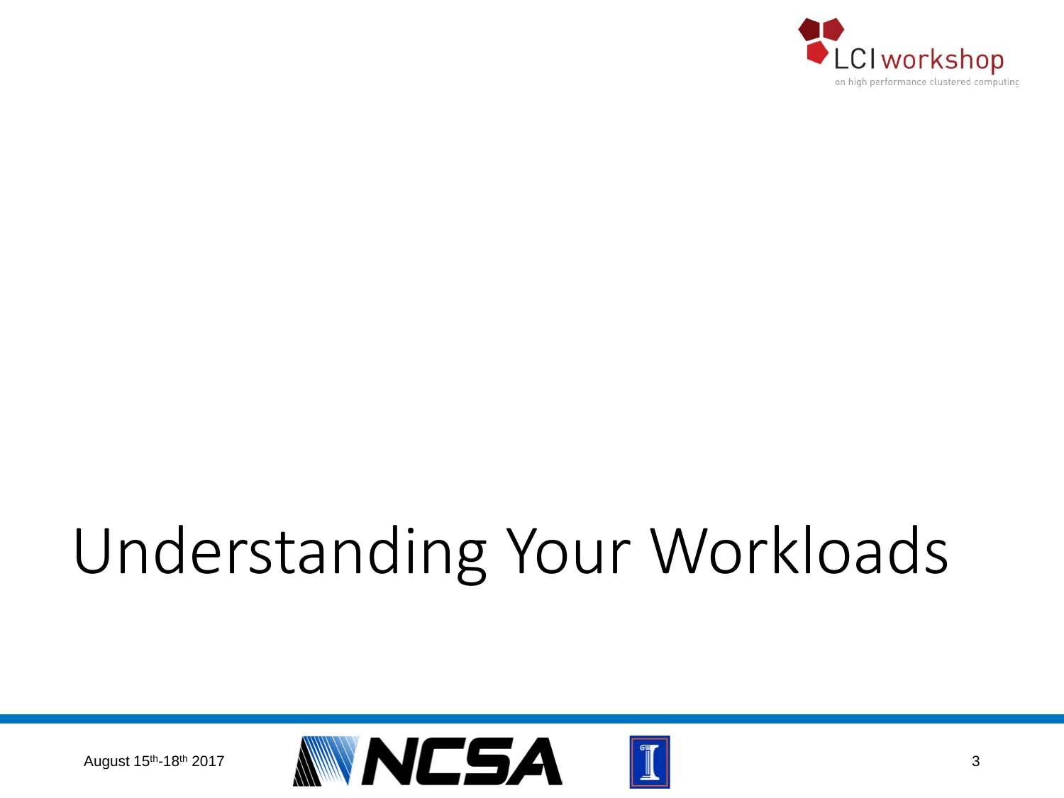# Understanding Your Workloads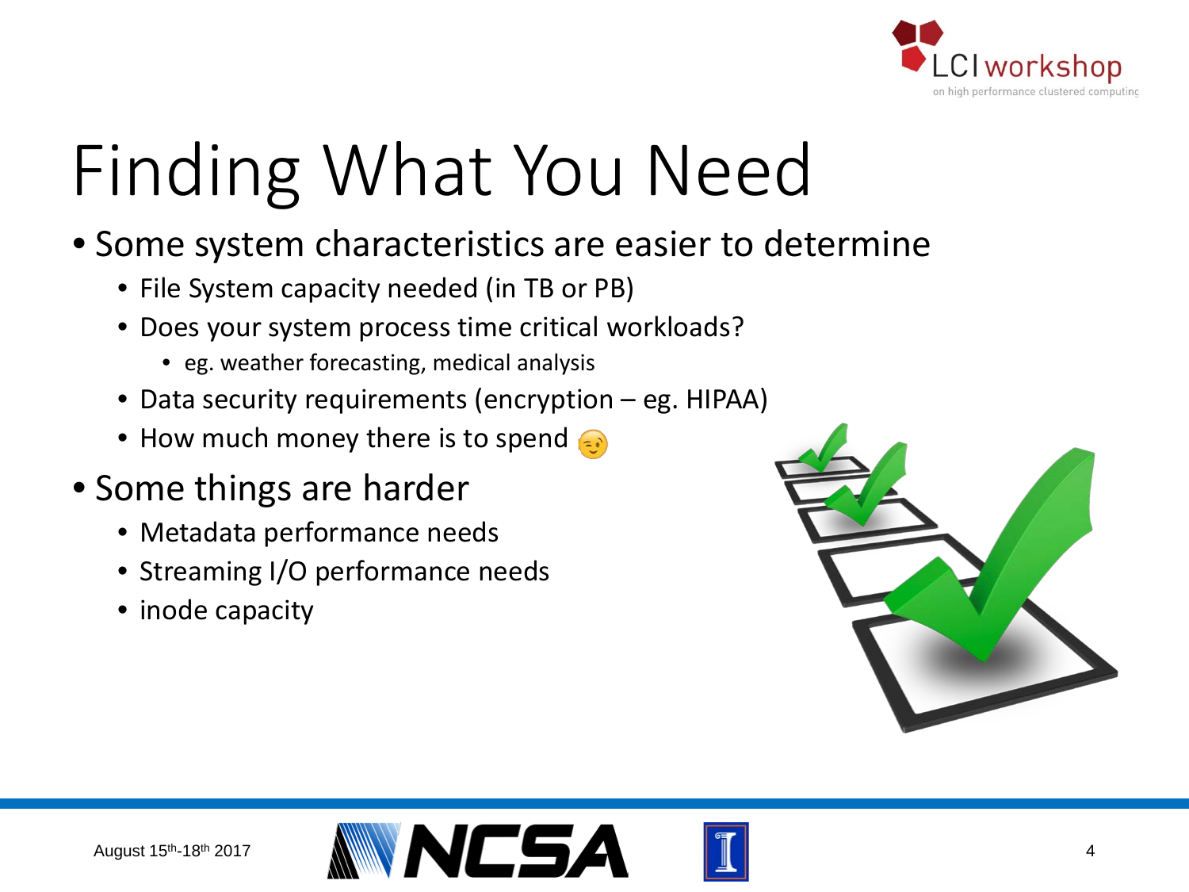# Finding What You Need

- Some system characteristics are easier to determine
  - File System capacity needed (in TB or PB)
  - Does your system process time critical workloads?
    - eg. weather forecasting, medical analysis
  - Data security requirements (encryption – eg. HIPAA)
  - How much money there is to spend 😉
- Some things are harder
  - Metadata performance needs
  - Streaming I/O performance needs
  - inode capacity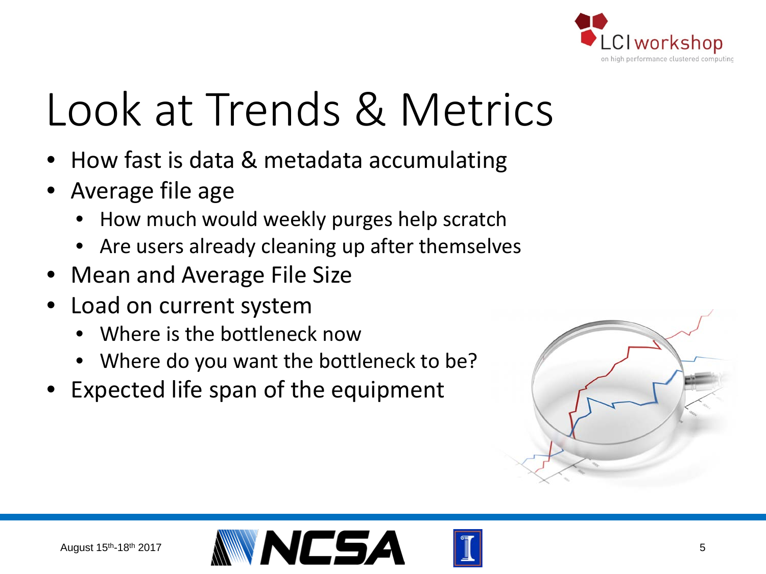# Look at Trends & Metrics

- How fast is data & metadata accumulating
- Average file age
  - How much would weekly purges help scratch
  - Are users already cleaning up after themselves
- Mean and Average File Size
- Load on current system
  - Where is the bottleneck now
  - Where do you want the bottleneck to be?
- Expected life span of the equipment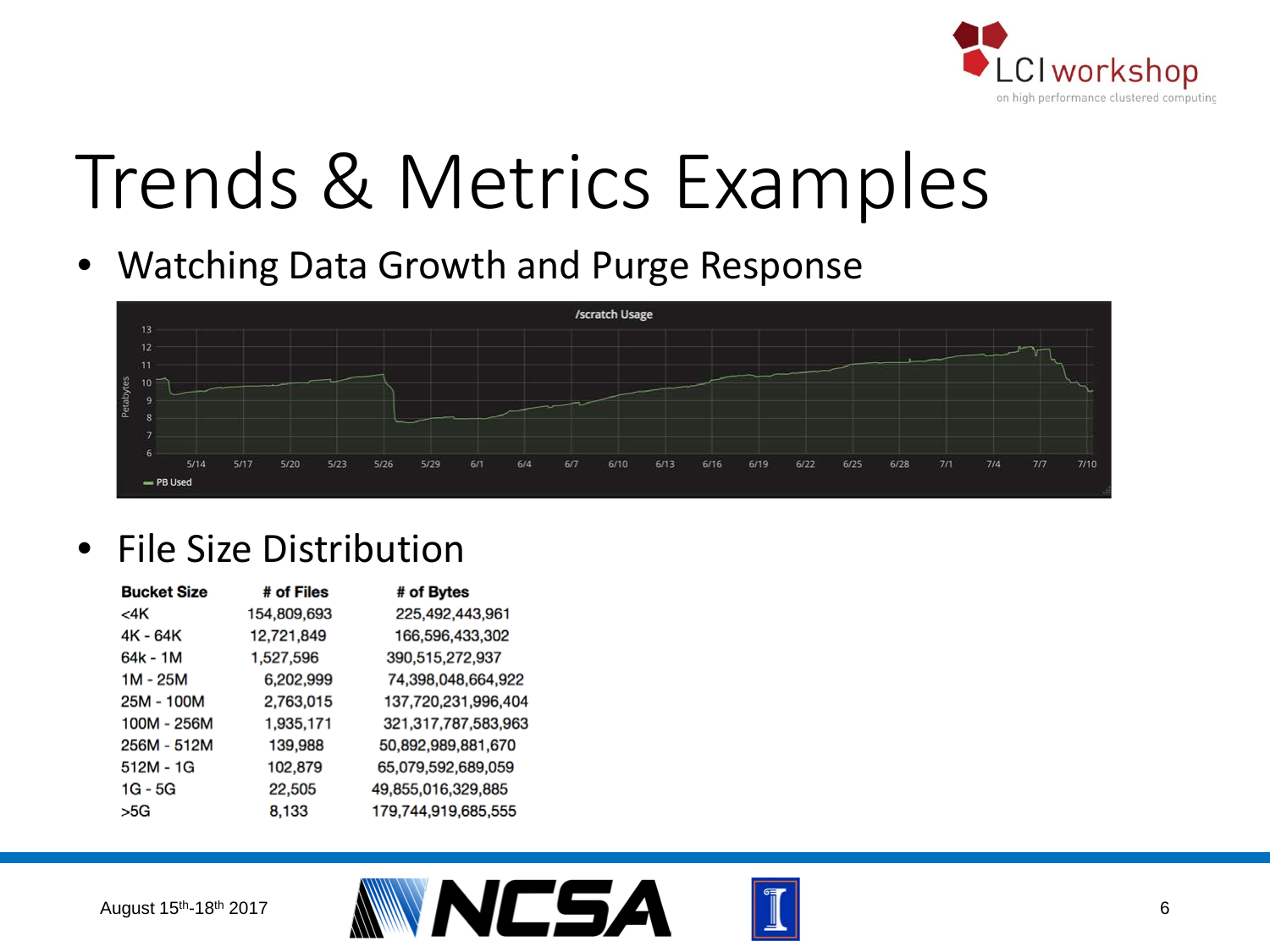# Trends & Metrics Examples

- Watching Data Growth and Purge Response
- File Size Distribution

| Bucket Size | # of Files | # of Bytes |
| --- | --- | --- |
| <4K | 154,809,693 | 225,492,443,961 |
| 4K - 64K | 12,721,849 | 166,596,433,302 |
| 64k - 1M | 1,527,596 | 390,515,272,937 |
| 1M - 25M | 6,202,999 | 74,398,048,664,922 |
| 25M - 100M | 2,763,015 | 137,720,231,996,404 |
| 100M - 256M | 1,935,171 | 321,317,787,583,963 |
| 256M - 512M | 139,988 | 50,892,989,881,670 |
| 512M - 1G | 102,879 | 65,079,592,689,059 |
| 1G - 5G | 22,505 | 49,855,016,329,885 |
| >5G | 8,133 | 179,744,919,685,555 |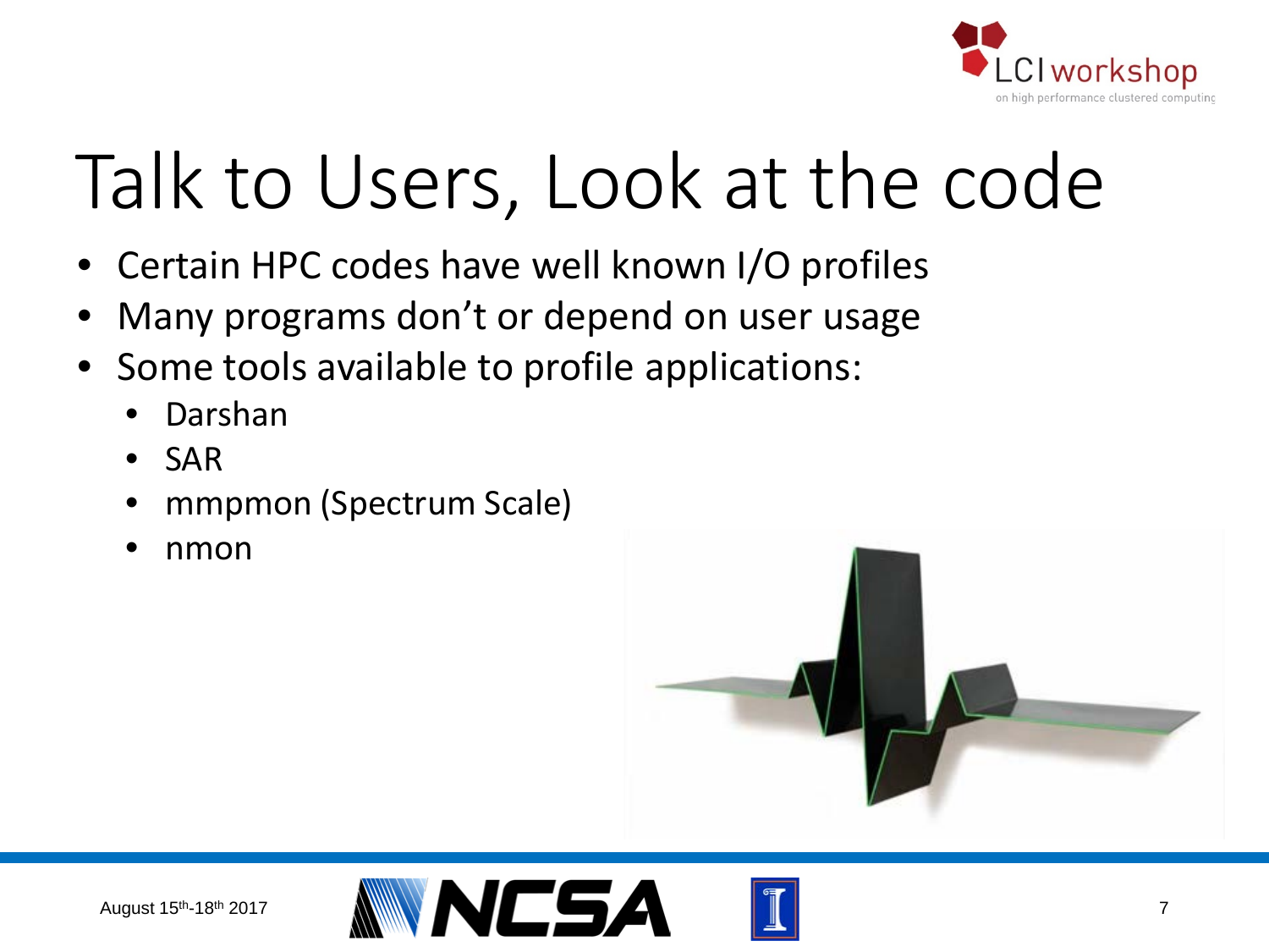# Talk to Users, Look at the code

- Certain HPC codes have well known I/O profiles
- Many programs don't or depend on user usage
- Some tools available to profile applications:
  - Darshan
  - SAR
  - mmpmon (Spectrum Scale)
  - nmon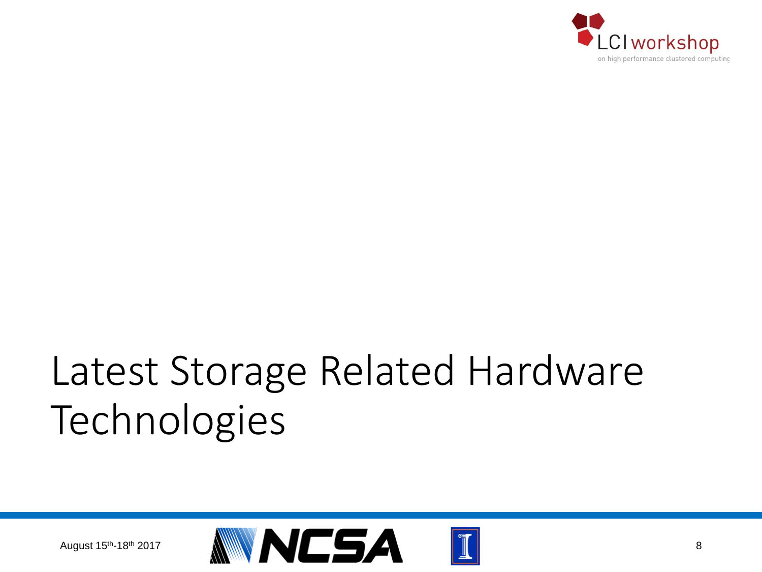# Latest Storage Related Hardware Technologies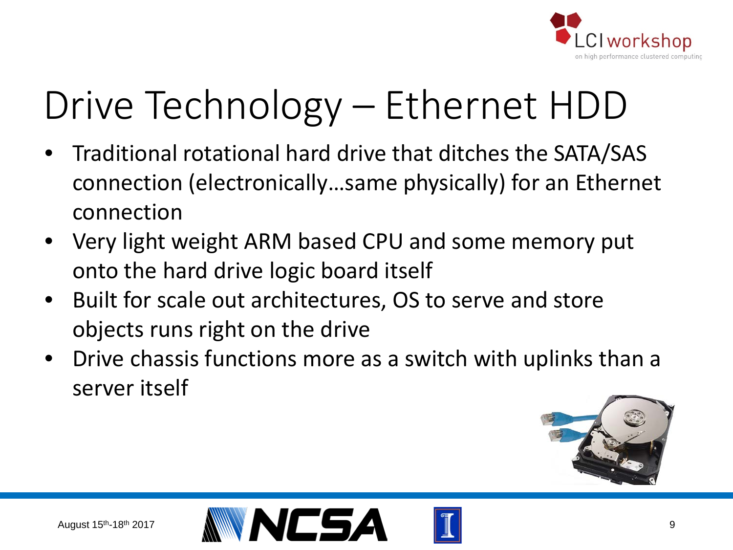# Drive Technology – Ethernet HDD

- Traditional rotational hard drive that ditches the SATA/SAS connection (electronically…same physically) for an Ethernet connection
- Very light weight ARM based CPU and some memory put onto the hard drive logic board itself
- Built for scale out architectures, OS to serve and store objects runs right on the drive
- Drive chassis functions more as a switch with uplinks than a server itself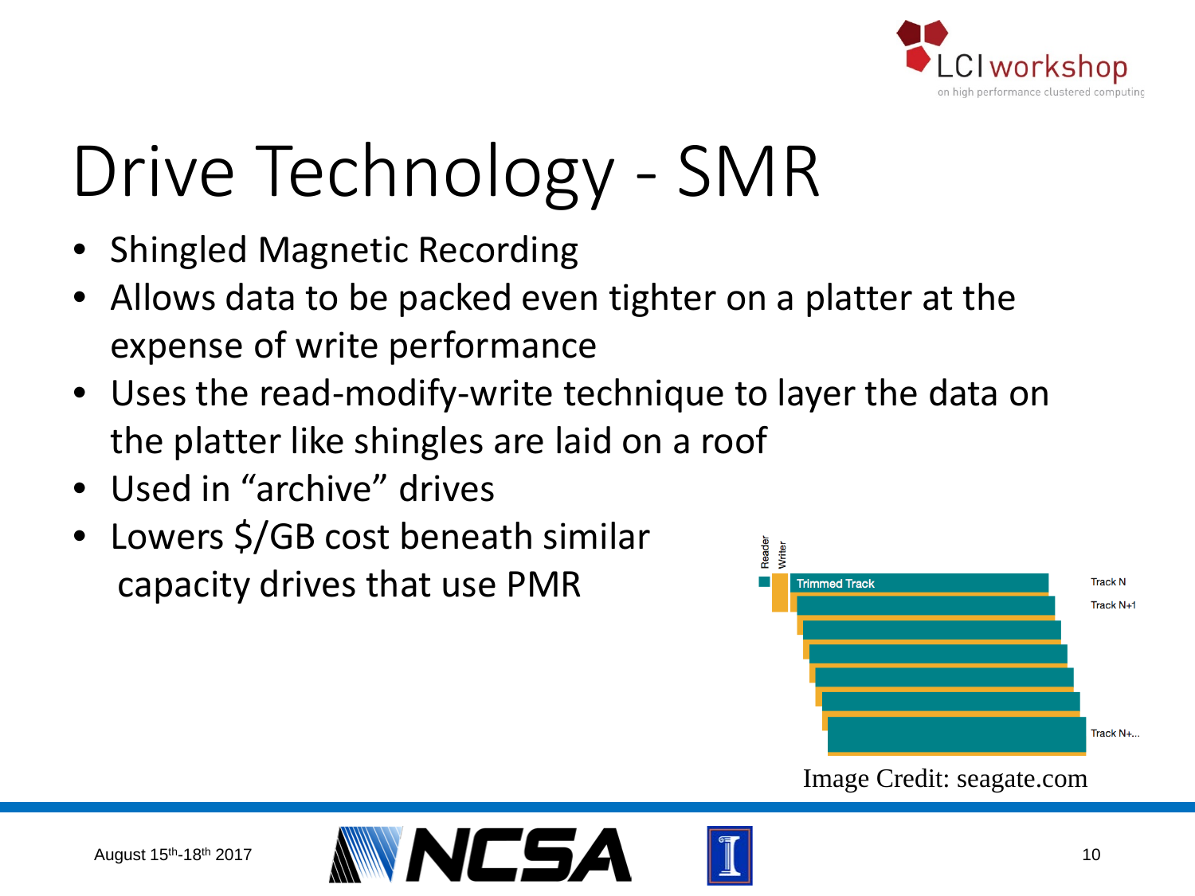# Drive Technology - SMR

- Shingled Magnetic Recording
- Allows data to be packed even tighter on a platter at the expense of write performance
- Uses the read-modify-write technique to layer the data on the platter like shingles are laid on a roof
- Used in “archive” drives
- Lowers $/GB cost beneath similar capacity drives that use PMR

Image Credit: seagate.com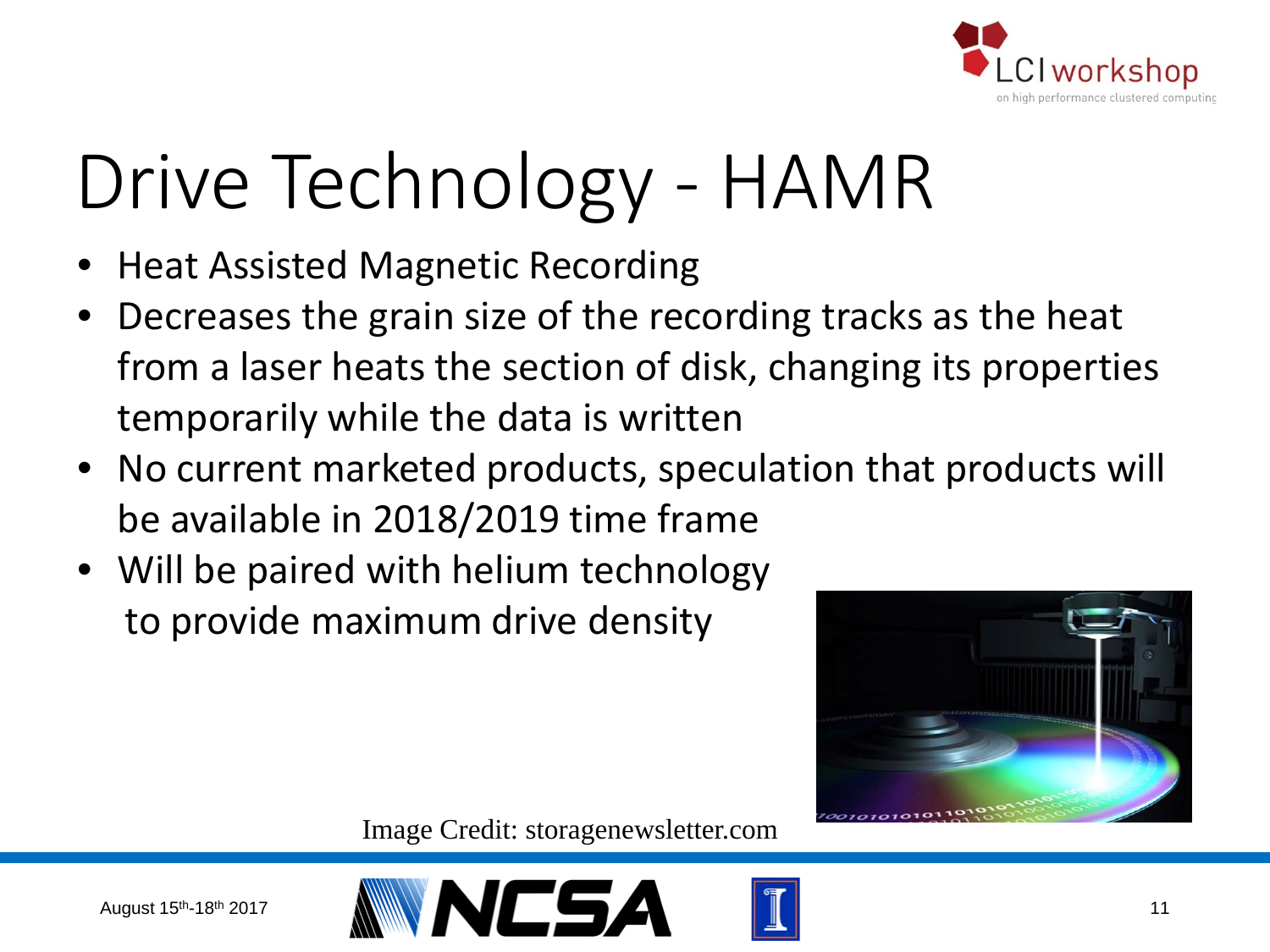# Drive Technology - HAMR

- Heat Assisted Magnetic Recording
- Decreases the grain size of the recording tracks as the heat from a laser heats the section of disk, changing its properties temporarily while the data is written
- No current marketed products, speculation that products will be available in 2018/2019 time frame
- Will be paired with helium technology to provide maximum drive density

Image Credit: storagenewsletter.com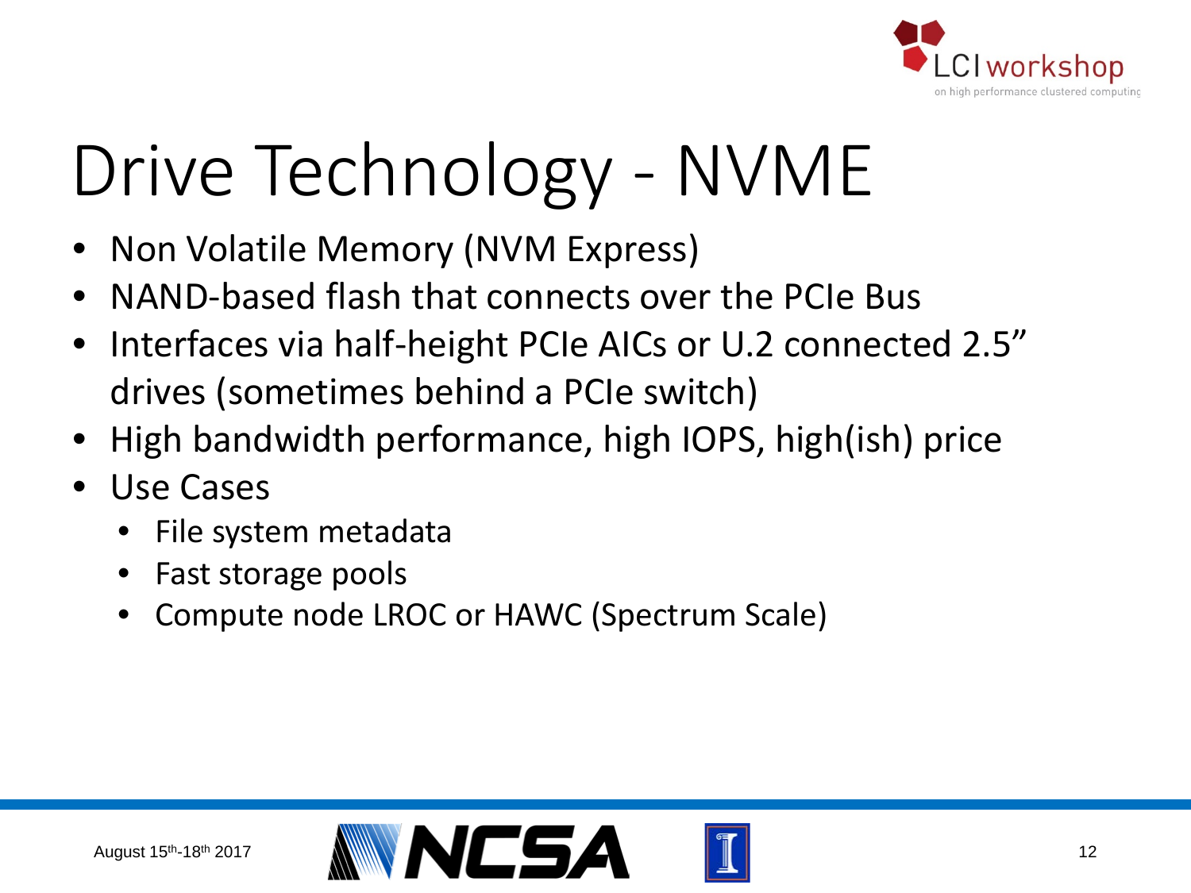# Drive Technology - NVME

- Non Volatile Memory (NVM Express)
- NAND-based flash that connects over the PCIe Bus
- Interfaces via half-height PCIe AICs or U.2 connected 2.5" drives (sometimes behind a PCIe switch)
- High bandwidth performance, high IOPS, high(ish) price
- Use Cases
  - File system metadata
  - Fast storage pools
  - Compute node LROC or HAWC (Spectrum Scale)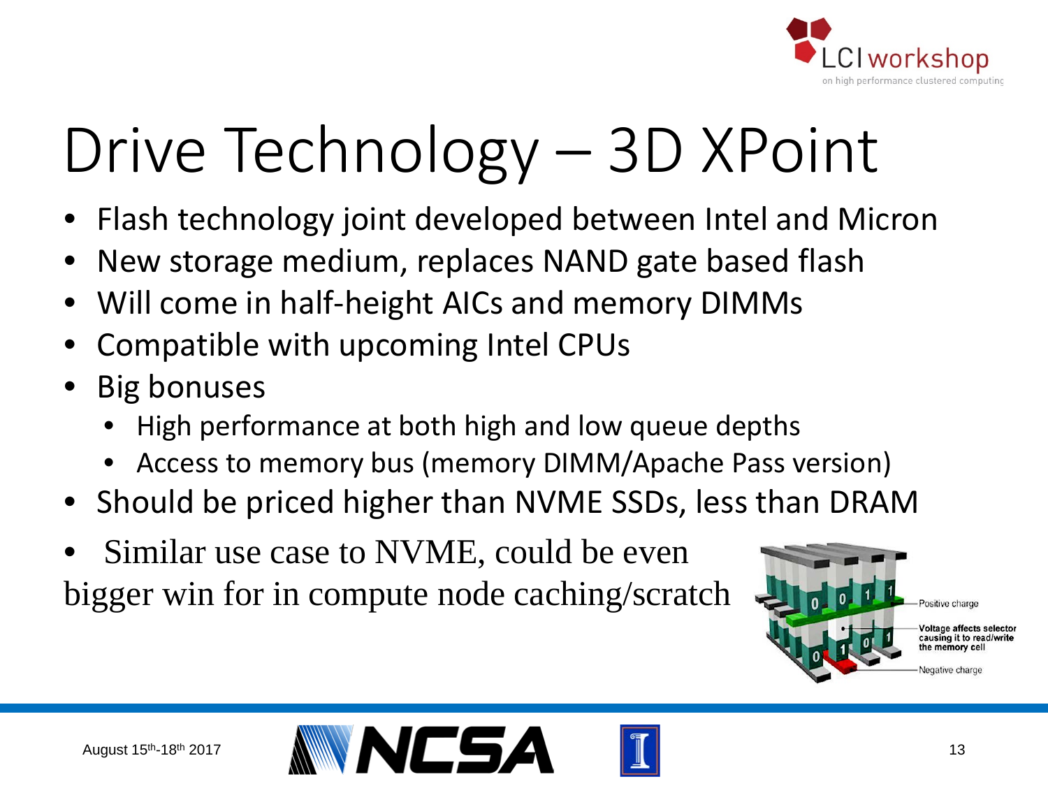# Drive Technology – 3D XPoint

- Flash technology joint developed between Intel and Micron
- New storage medium, replaces NAND gate based flash
- Will come in half-height AICs and memory DIMMs
- Compatible with upcoming Intel CPUs
- Big bonuses
  - High performance at both high and low queue depths
  - Access to memory bus (memory DIMM/Apache Pass version)
- Should be priced higher than NVME SSDs, less than DRAM
- Similar use case to NVME, could be even bigger win for in compute node caching/scratch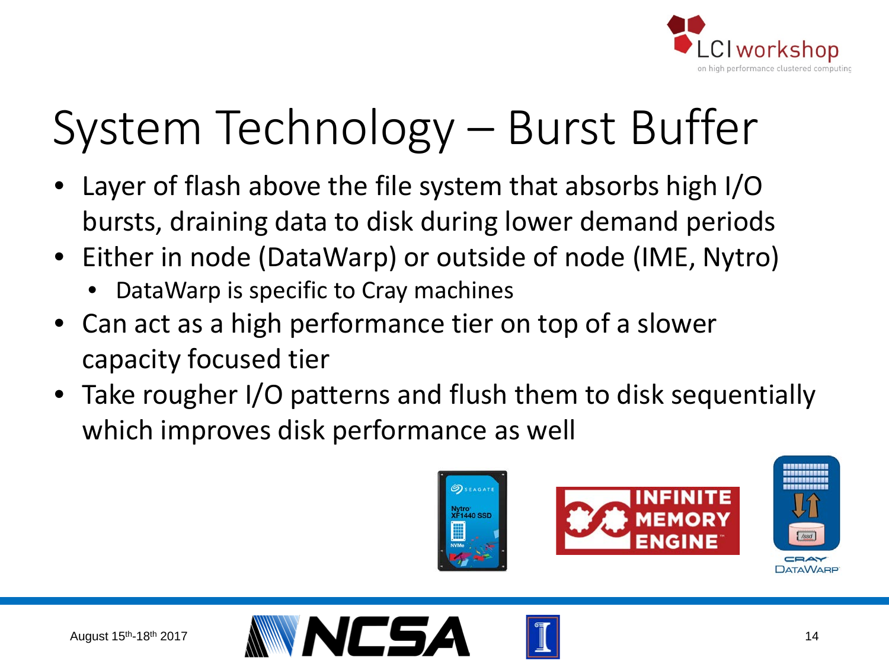# System Technology – Burst Buffer

- Layer of flash above the file system that absorbs high I/O bursts, draining data to disk during lower demand periods
- Either in node (DataWarp) or outside of node (IME, Nytro)
  - DataWarp is specific to Cray machines
- Can act as a high performance tier on top of a slower capacity focused tier
- Take rougher I/O patterns and flush them to disk sequentially which improves disk performance as well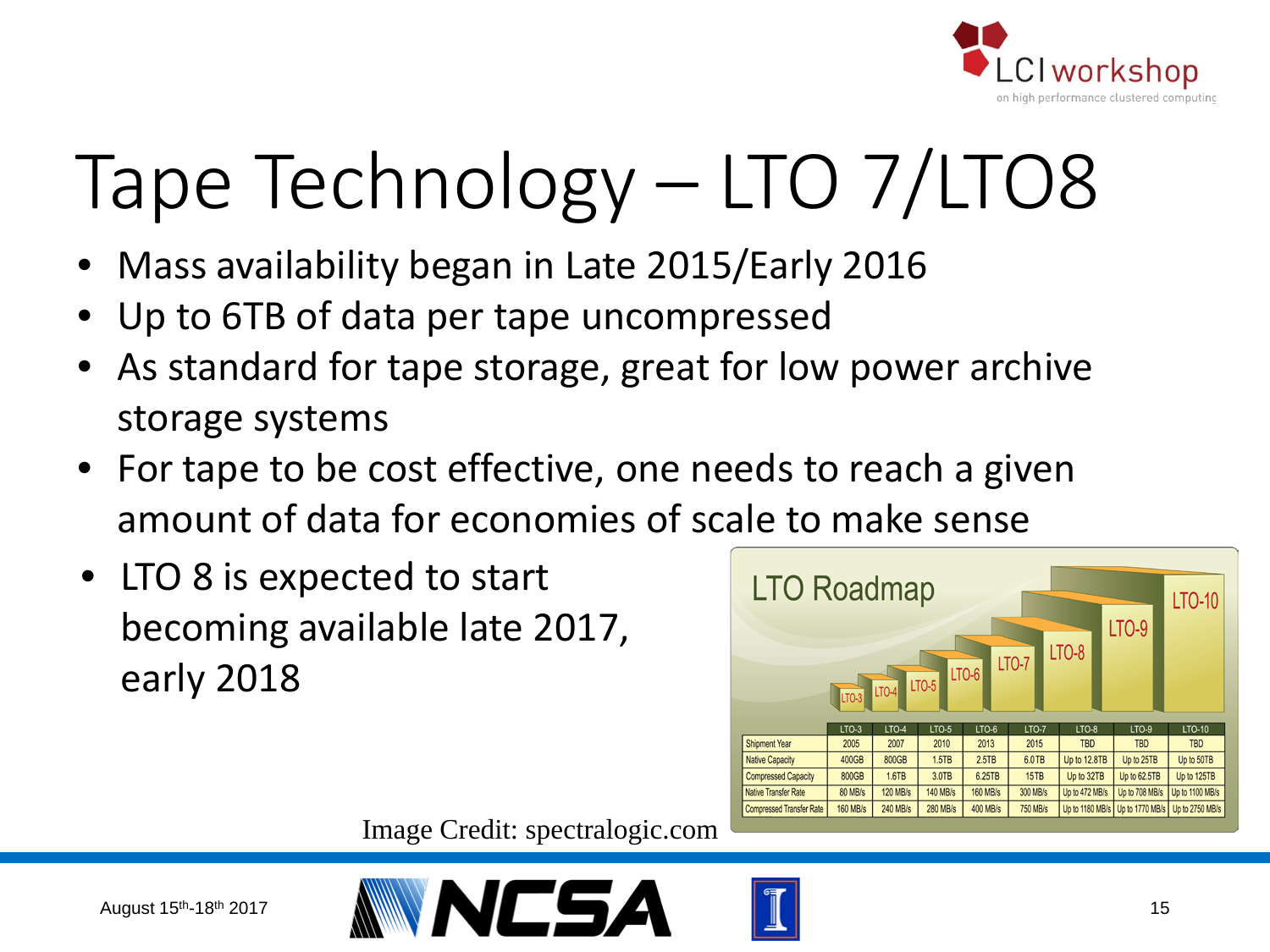# Tape Technology – LTO 7/LTO8

- Mass availability began in Late 2015/Early 2016
- Up to 6TB of data per tape uncompressed
- As standard for tape storage, great for low power archive storage systems
- For tape to be cost effective, one needs to reach a given amount of data for economies of scale to make sense
- LTO 8 is expected to start becoming available late 2017, early 2018

**LTO Roadmap**

| | LTO-3 | LTO-4 | LTO-5 | LTO-6 | LTO-7 | LTO-8 | LTO-9 | LTO-10 |
|---|---|---|---|---|---|---|---|---|
| Shipment Year | 2005 | 2007 | 2010 | 2013 | 2015 | TBD | TBD | TBD |
| Native Capacity | 400GB | 800GB | 1.5TB | 2.5TB | 6.0TB | Up to 12.8TB | Up to 25TB | Up to 50TB |
| Compressed Capacity | 800GB | 1.6TB | 3.0TB | 6.25TB | 15TB | Up to 32TB | Up to 62.5TB | Up to 125TB |
| Native Transfer Rate | 80 MB/s | 120 MB/s | 140 MB/s | 160 MB/s | 300 MB/s | Up to 472 MB/s | Up to 708 MB/s | Up to 1100 MB/s |
| Compressed Transfer Rate | 160 MB/s | 240 MB/s | 280 MB/s | 400 MB/s | 750 MB/s | Up to 1180 MB/s | Up to 1770 MB/s | Up to 2750 MB/s |

Image Credit: spectralogic.com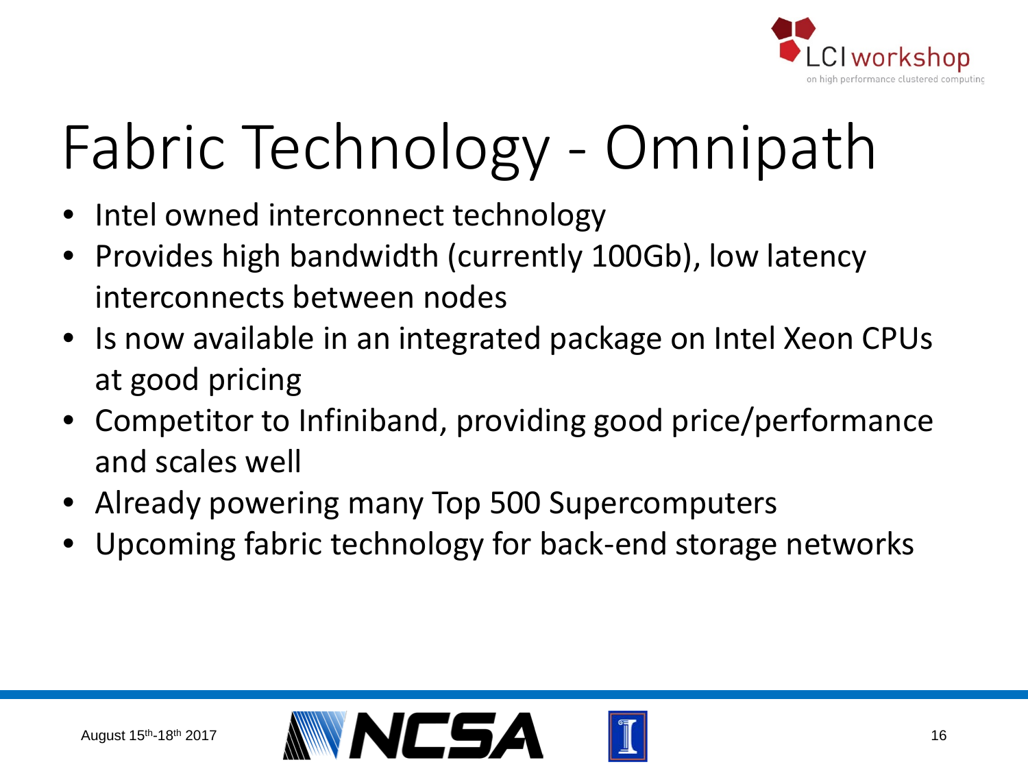# Fabric Technology - Omnipath

- Intel owned interconnect technology
- Provides high bandwidth (currently 100Gb), low latency interconnects between nodes
- Is now available in an integrated package on Intel Xeon CPUs at good pricing
- Competitor to Infiniband, providing good price/performance and scales well
- Already powering many Top 500 Supercomputers
- Upcoming fabric technology for back-end storage networks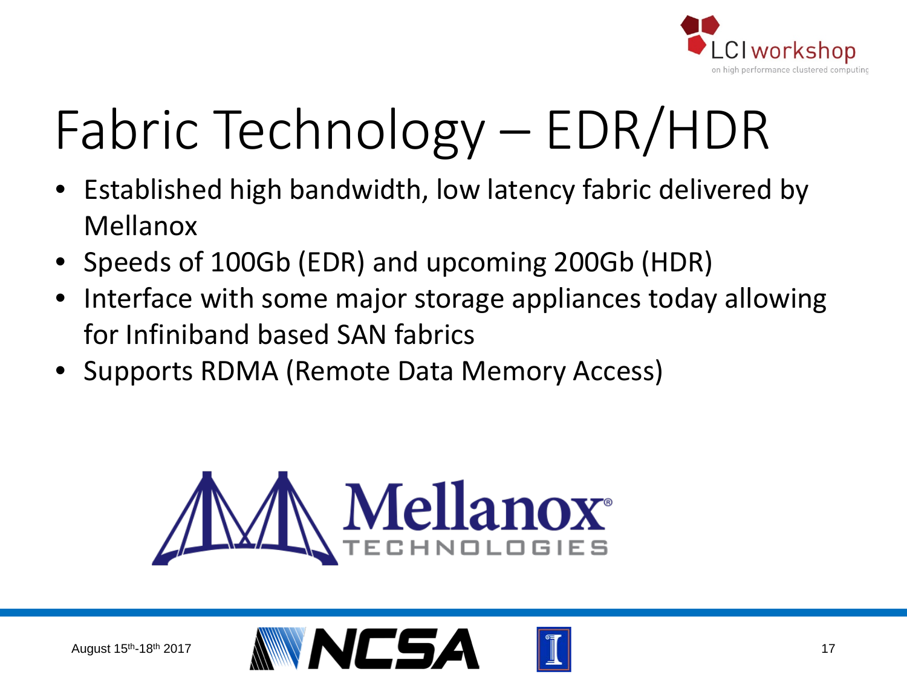# Fabric Technology – EDR/HDR

- Established high bandwidth, low latency fabric delivered by Mellanox
- Speeds of 100Gb (EDR) and upcoming 200Gb (HDR)
- Interface with some major storage appliances today allowing for Infiniband based SAN fabrics
- Supports RDMA (Remote Data Memory Access)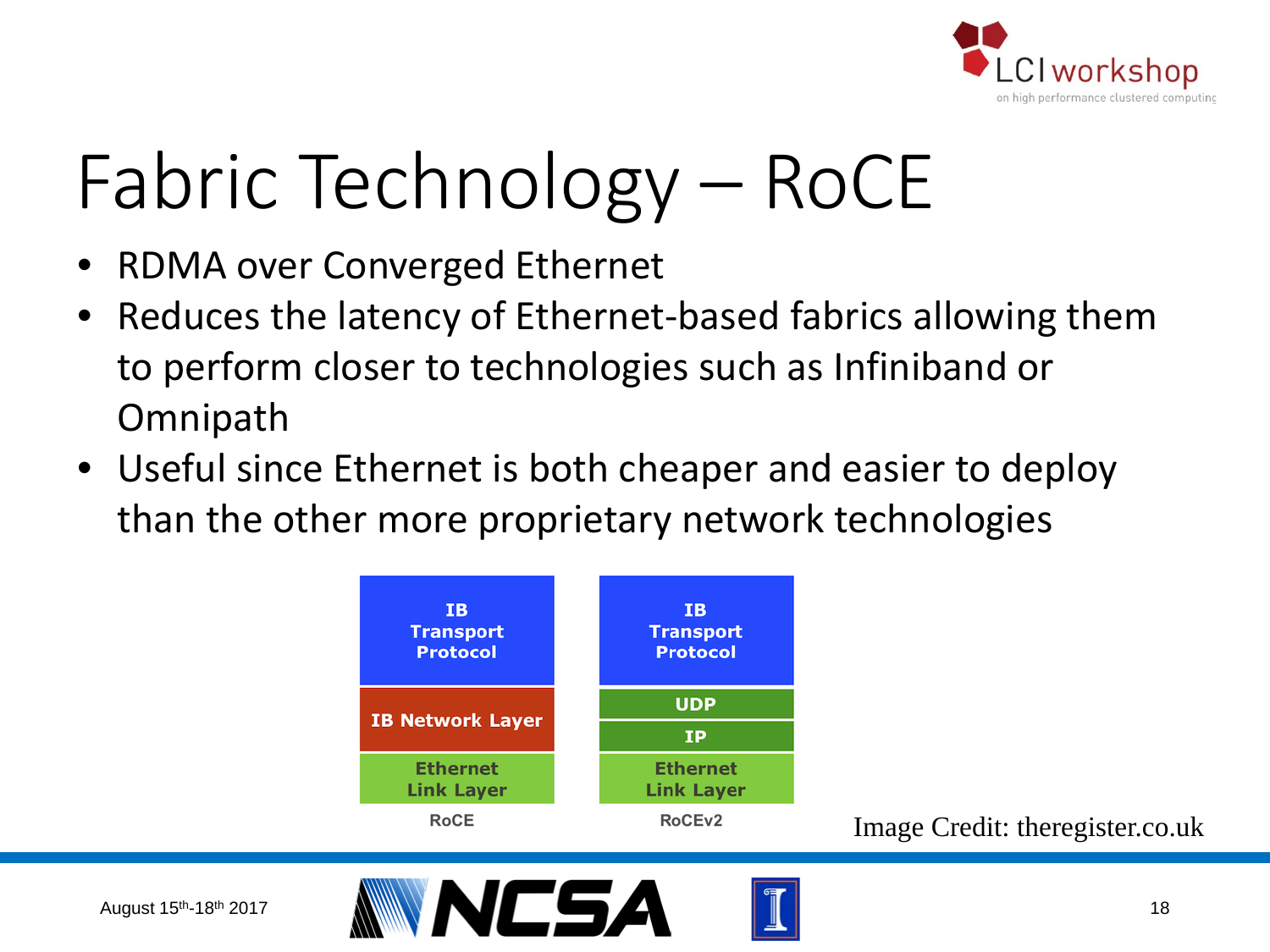# Fabric Technology – RoCE

- RDMA over Converged Ethernet
- Reduces the latency of Ethernet-based fabrics allowing them to perform closer to technologies such as Infiniband or Omnipath
- Useful since Ethernet is both cheaper and easier to deploy than the other more proprietary network technologies

| RoCE | RoCEv2 |
| --- | --- |
| IB Transport Protocol | IB Transport Protocol |
| IB Network Layer | UDP |
| | IP |
| Ethernet Link Layer | Ethernet Link Layer |

Image Credit: theregister.co.uk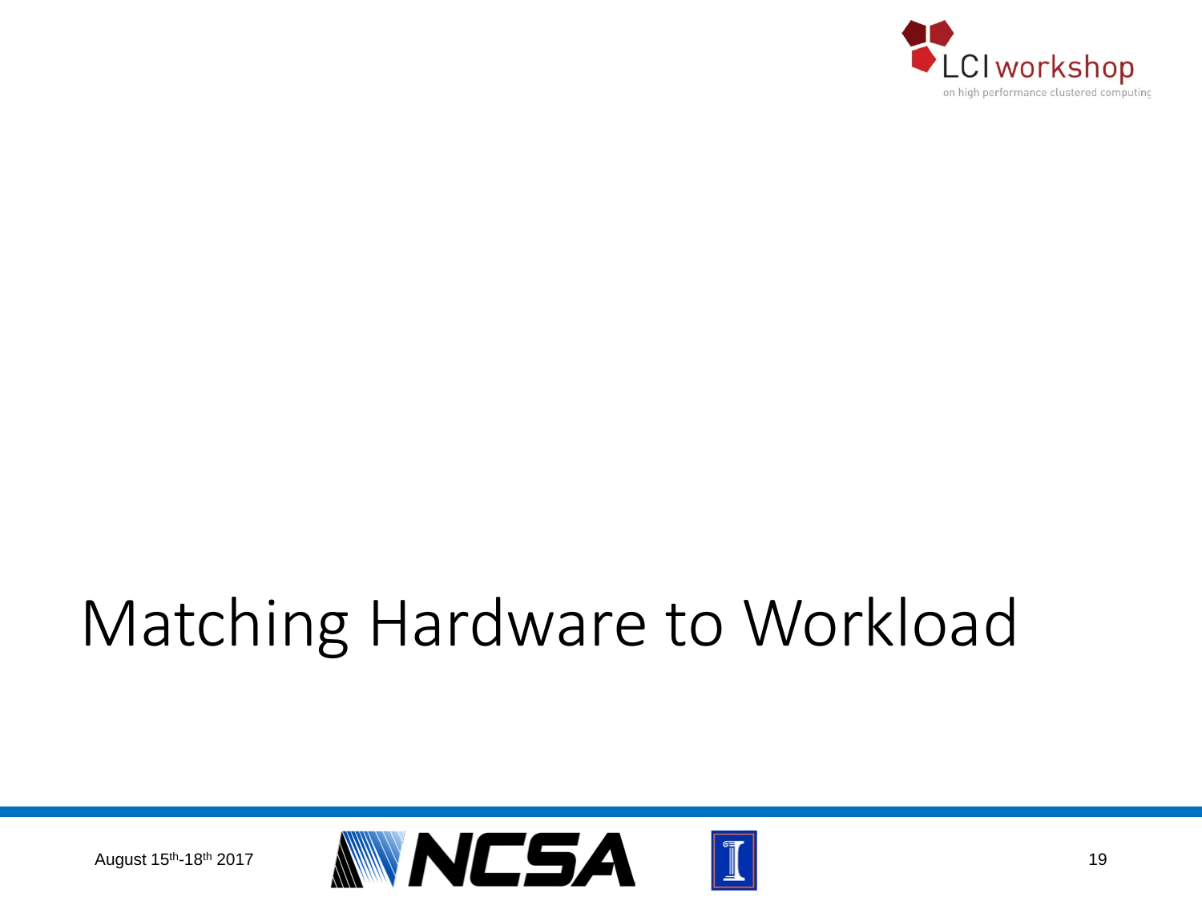# Matching Hardware to Workload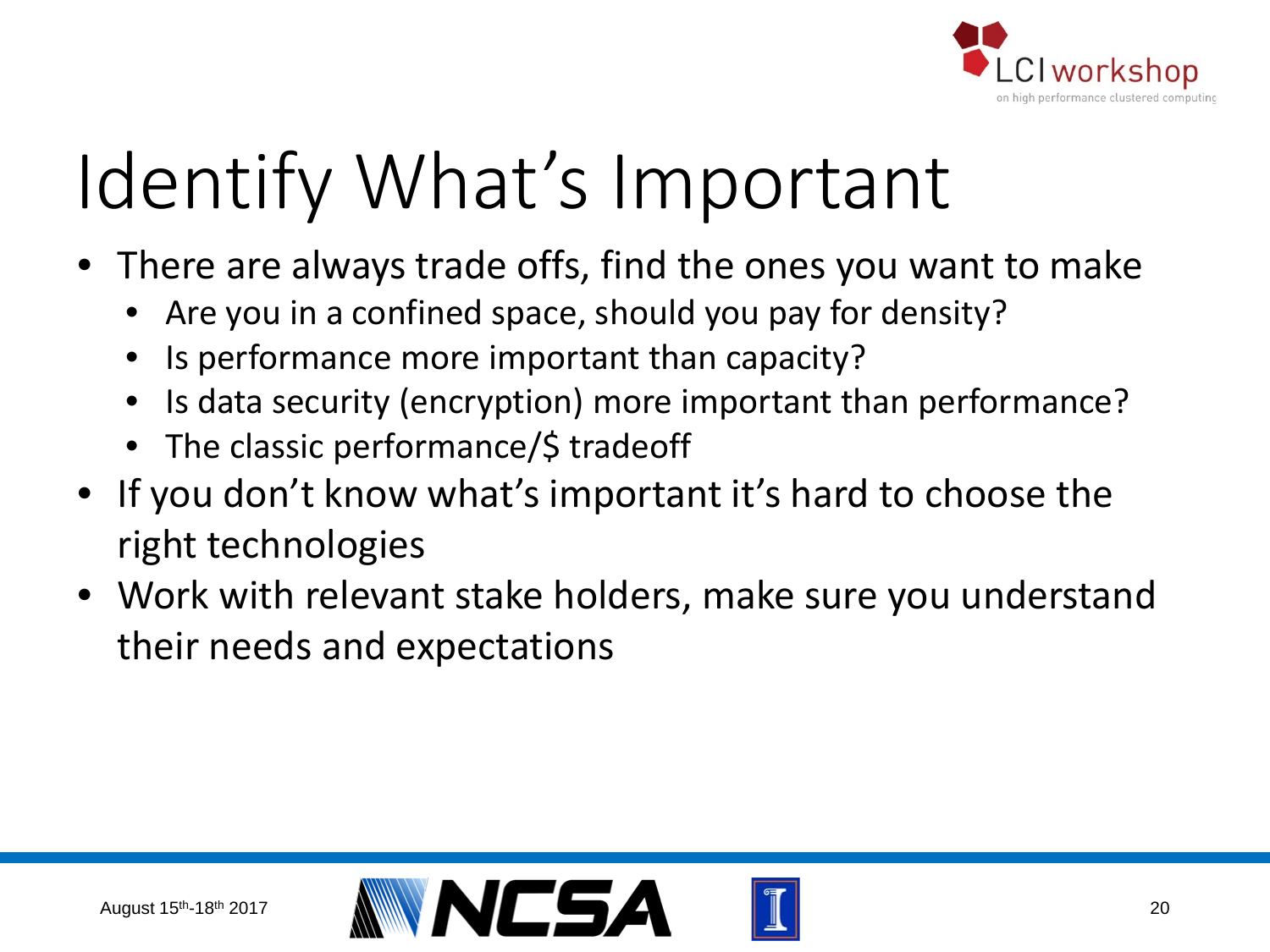# Identify What's Important

- There are always trade offs, find the ones you want to make
  - Are you in a confined space, should you pay for density?
  - Is performance more important than capacity?
  - Is data security (encryption) more important than performance?
  - The classic performance/$ tradeoff
- If you don't know what's important it's hard to choose the right technologies
- Work with relevant stake holders, make sure you understand their needs and expectations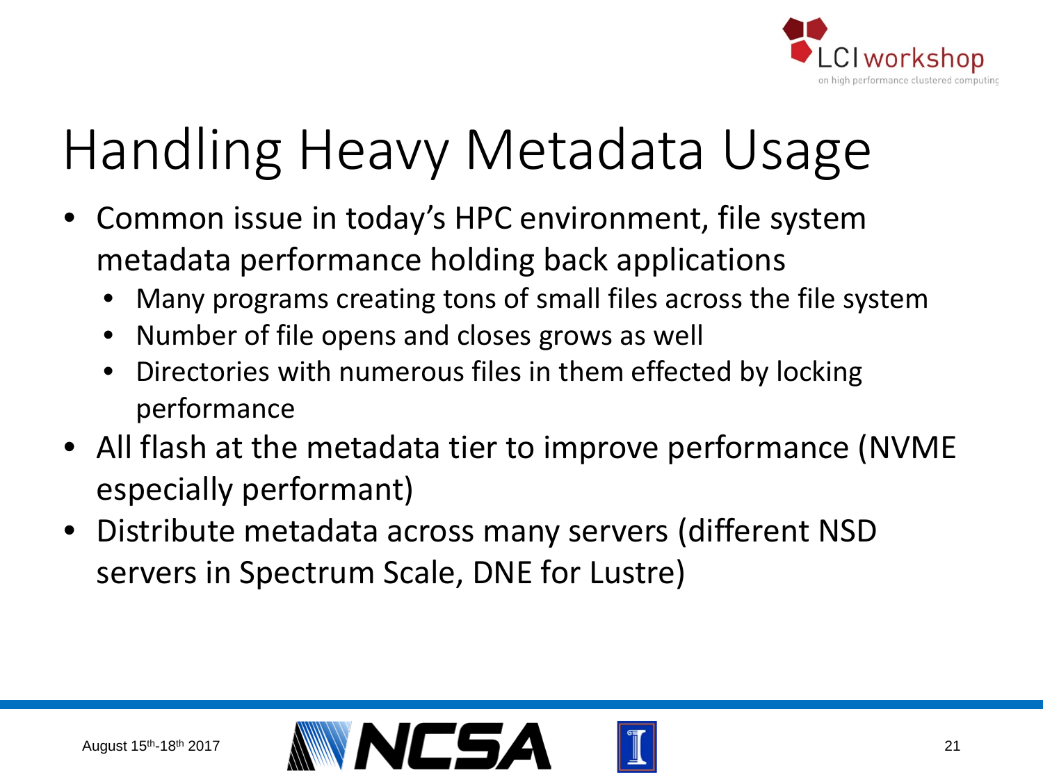# Handling Heavy Metadata Usage

- Common issue in today's HPC environment, file system metadata performance holding back applications
  - Many programs creating tons of small files across the file system
  - Number of file opens and closes grows as well
  - Directories with numerous files in them effected by locking performance
- All flash at the metadata tier to improve performance (NVME especially performant)
- Distribute metadata across many servers (different NSD servers in Spectrum Scale, DNE for Lustre)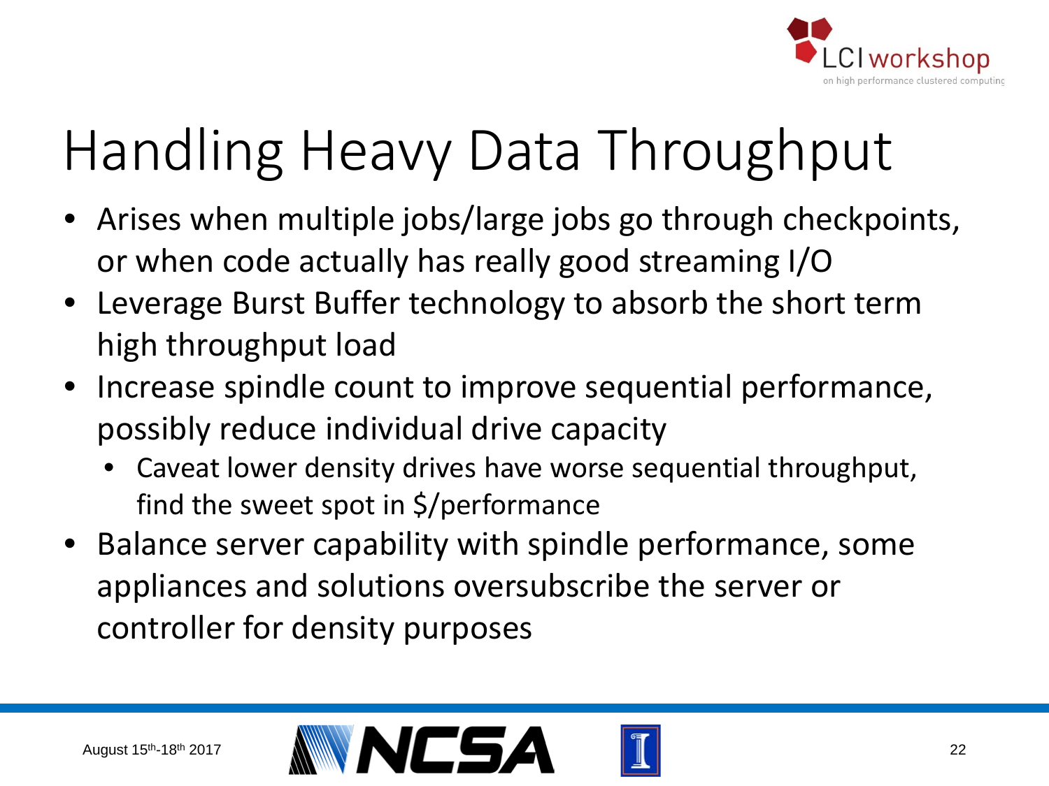# Handling Heavy Data Throughput

- Arises when multiple jobs/large jobs go through checkpoints, or when code actually has really good streaming I/O
- Leverage Burst Buffer technology to absorb the short term high throughput load
- Increase spindle count to improve sequential performance, possibly reduce individual drive capacity
  - Caveat lower density drives have worse sequential throughput, find the sweet spot in $/performance
- Balance server capability with spindle performance, some appliances and solutions oversubscribe the server or controller for density purposes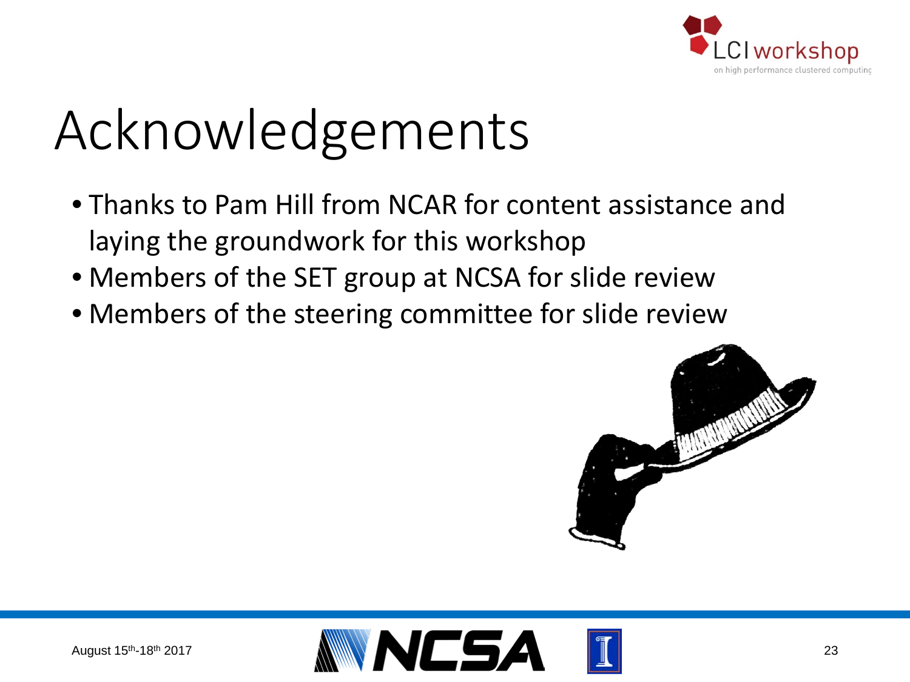# Acknowledgements

- Thanks to Pam Hill from NCAR for content assistance and laying the groundwork for this workshop
- Members of the SET group at NCSA for slide review
- Members of the steering committee for slide review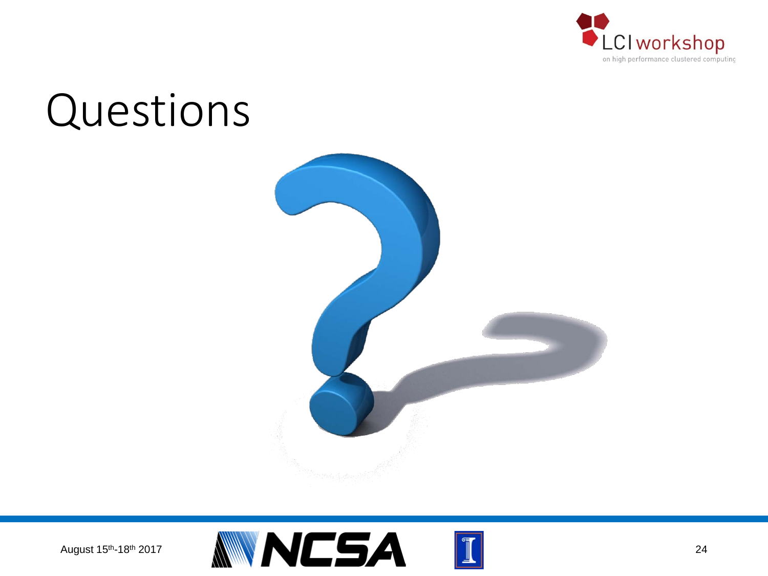# Questions